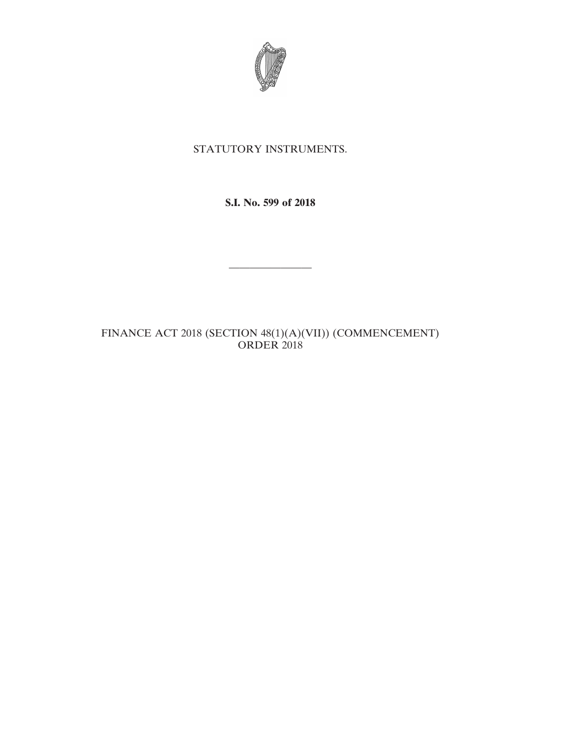STATUTORY INSTRUMENTS.

**S.I. No. 599 of 2018**

---

FINANCE ACT 2018 (SECTION 48(1)(A)(VII)) (COMMENCEMENT) ORDER 2018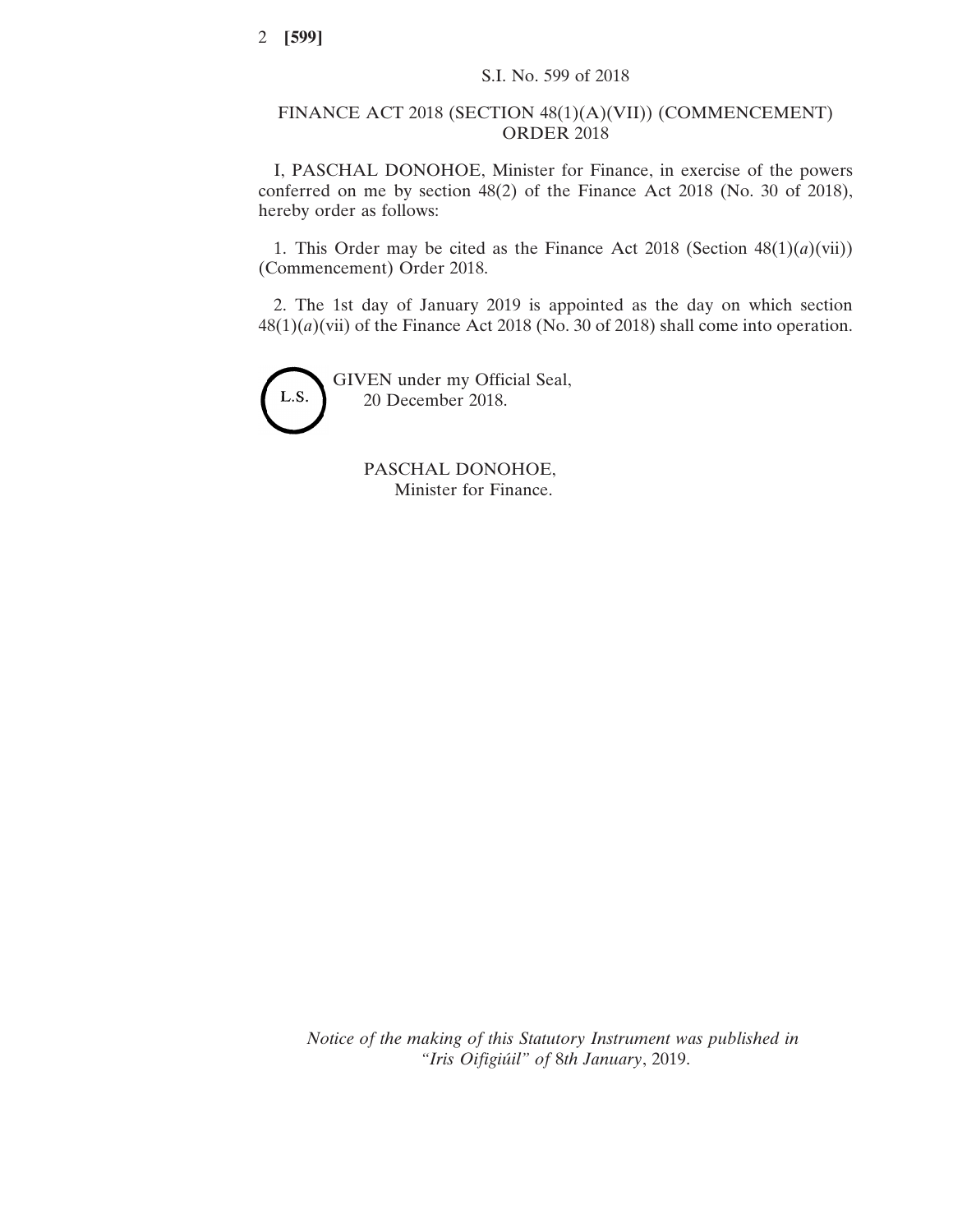S.I. No. 599 of 2018

# FINANCE ACT 2018 (SECTION 48(1)(A)(VII)) (COMMENCEMENT) ORDER 2018

I, PASCHAL DONOHOE, Minister for Finance, in exercise of the powers conferred on me by section 48(2) of the Finance Act 2018 (No. 30 of 2018), hereby order as follows:

1. This Order may be cited as the Finance Act 2018 (Section 48(1)(*a*)(vii)) (Commencement) Order 2018.

2. The 1st day of January 2019 is appointed as the day on which section 48(1)(*a*)(vii) of the Finance Act 2018 (No. 30 of 2018) shall come into operation.

L.S.

GIVEN under my Official Seal,
20 December 2018.

PASCHAL DONOHOE,
Minister for Finance.

*Notice of the making of this Statutory Instrument was published in "Iris Oifigiúil" of* 8*th January*, 2019.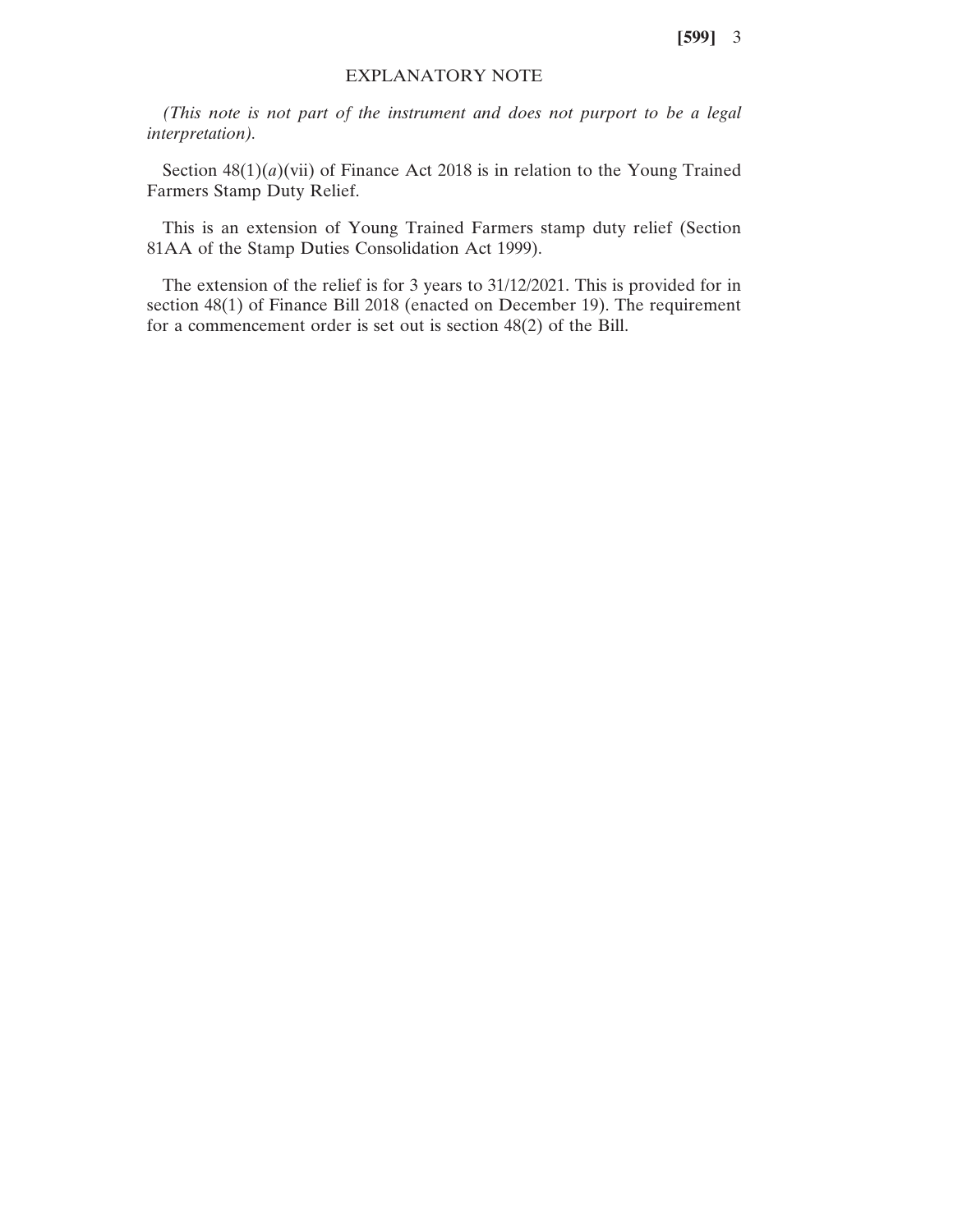## EXPLANATORY NOTE

*(This note is not part of the instrument and does not purport to be a legal interpretation).*

Section 48(1)(*a*)(vii) of Finance Act 2018 is in relation to the Young Trained Farmers Stamp Duty Relief.

This is an extension of Young Trained Farmers stamp duty relief (Section 81AA of the Stamp Duties Consolidation Act 1999).

The extension of the relief is for 3 years to 31/12/2021. This is provided for in section 48(1) of Finance Bill 2018 (enacted on December 19). The requirement for a commencement order is set out is section 48(2) of the Bill.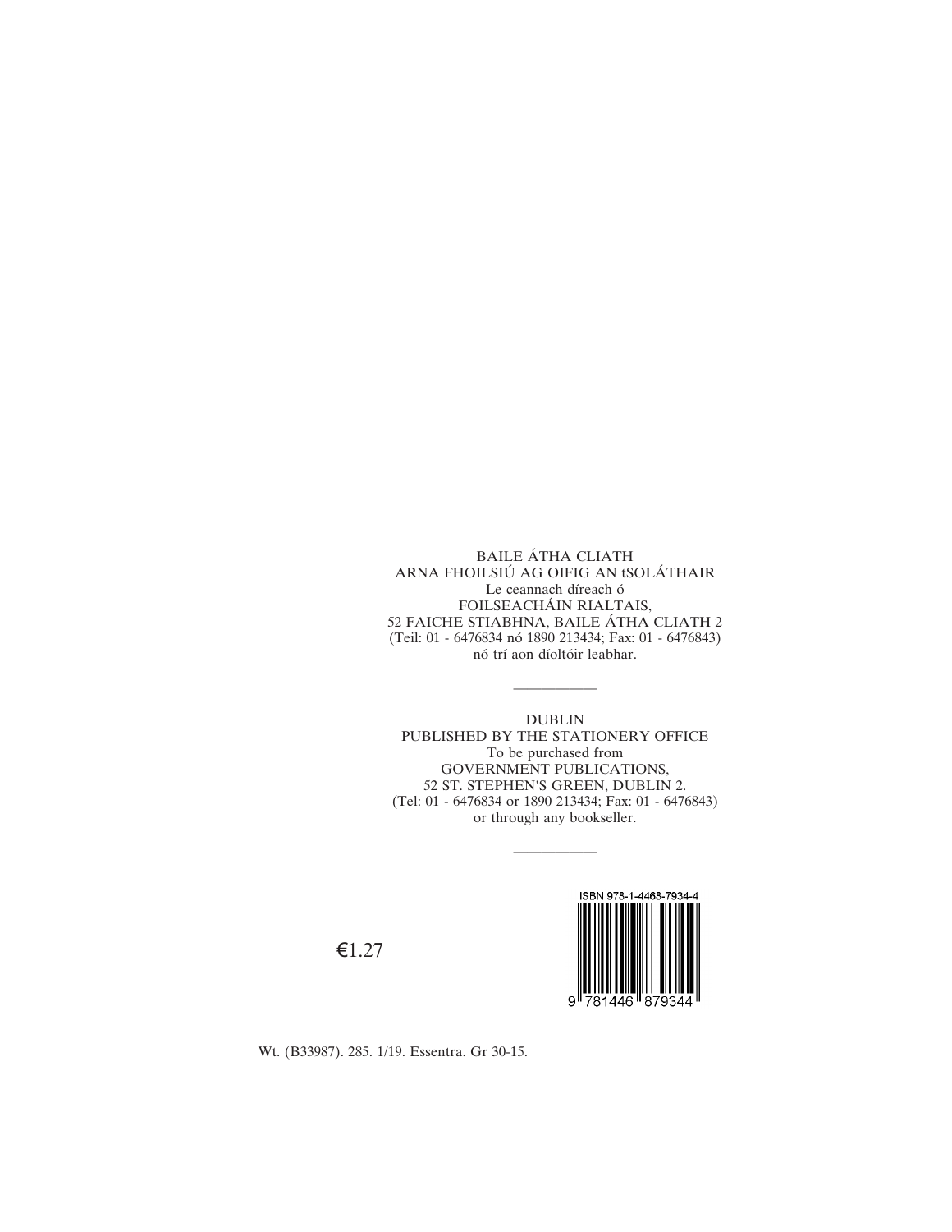BAILE ÁTHA CLIATH
ARNA FHOILSIÚ AG OIFIG AN tSOLÁTHAIR
Le ceannach díreach ó
FOILSEACHÁIN RIALTAIS,
52 FAICHE STIABHNA, BAILE ÁTHA CLIATH 2
(Teil: 01 - 6476834 nó 1890 213434; Fax: 01 - 6476843)
nó trí aon díoltóir leabhar.

---

DUBLIN
PUBLISHED BY THE STATIONERY OFFICE
To be purchased from
GOVERNMENT PUBLICATIONS,
52 ST. STEPHEN'S GREEN, DUBLIN 2.
(Tel: 01 - 6476834 or 1890 213434; Fax: 01 - 6476843)
or through any bookseller.

---

ISBN 978-1-4468-7934-4

9 781446 879344

€1.27

Wt. (B33987). 285. 1/19. Essentra. Gr 30-15.